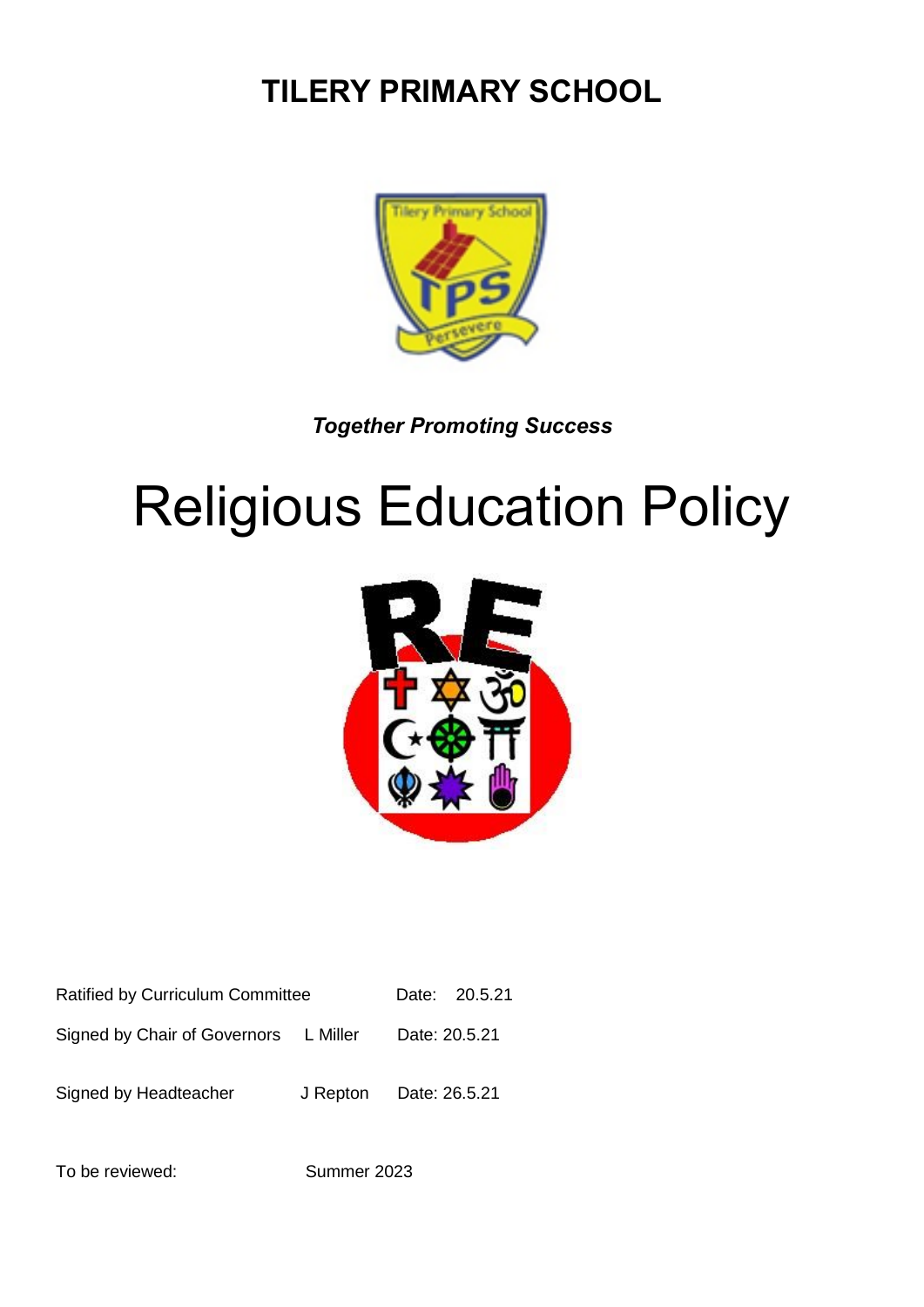# TILERY PRIMARY SCHOOL

***Together Promoting Success***

# Religious Education Policy

| | | |
|---|---|---|
| Ratified by Curriculum Committee | | Date: 20.5.21 |
| Signed by Chair of Governors | L Miller | Date: 20.5.21 |
| Signed by Headteacher | J Repton | Date: 26.5.21 |
| To be reviewed: | Summer 2023 | |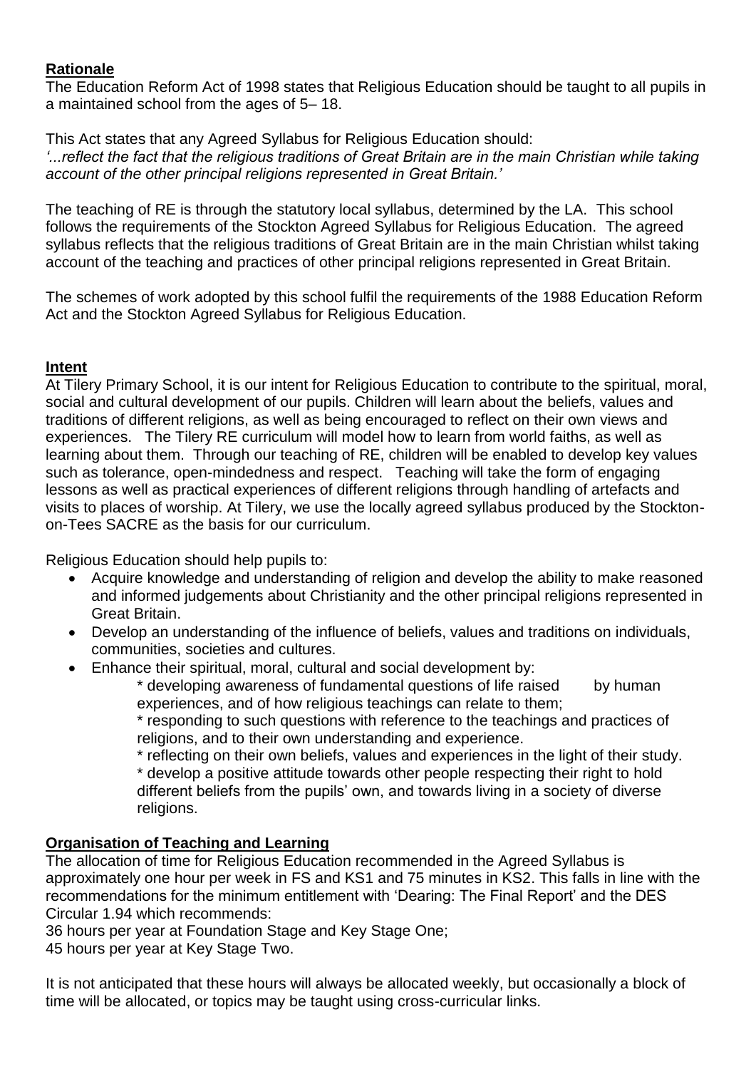**Rationale**

The Education Reform Act of 1998 states that Religious Education should be taught to all pupils in a maintained school from the ages of 5– 18.

This Act states that any Agreed Syllabus for Religious Education should:
*'...reflect the fact that the religious traditions of Great Britain are in the main Christian while taking account of the other principal religions represented in Great Britain.'*

The teaching of RE is through the statutory local syllabus, determined by the LA. This school follows the requirements of the Stockton Agreed Syllabus for Religious Education. The agreed syllabus reflects that the religious traditions of Great Britain are in the main Christian whilst taking account of the teaching and practices of other principal religions represented in Great Britain.

The schemes of work adopted by this school fulfil the requirements of the 1988 Education Reform Act and the Stockton Agreed Syllabus for Religious Education.

**Intent**

At Tilery Primary School, it is our intent for Religious Education to contribute to the spiritual, moral, social and cultural development of our pupils. Children will learn about the beliefs, values and traditions of different religions, as well as being encouraged to reflect on their own views and experiences. The Tilery RE curriculum will model how to learn from world faiths, as well as learning about them. Through our teaching of RE, children will be enabled to develop key values such as tolerance, open-mindedness and respect. Teaching will take the form of engaging lessons as well as practical experiences of different religions through handling of artefacts and visits to places of worship. At Tilery, we use the locally agreed syllabus produced by the Stockton-on-Tees SACRE as the basis for our curriculum.

Religious Education should help pupils to:

- Acquire knowledge and understanding of religion and develop the ability to make reasoned and informed judgements about Christianity and the other principal religions represented in Great Britain.
- Develop an understanding of the influence of beliefs, values and traditions on individuals, communities, societies and cultures.
- Enhance their spiritual, moral, cultural and social development by:
  * developing awareness of fundamental questions of life raised by human experiences, and of how religious teachings can relate to them;
  * responding to such questions with reference to the teachings and practices of religions, and to their own understanding and experience.
  * reflecting on their own beliefs, values and experiences in the light of their study.
  * develop a positive attitude towards other people respecting their right to hold different beliefs from the pupils' own, and towards living in a society of diverse religions.

**Organisation of Teaching and Learning**

The allocation of time for Religious Education recommended in the Agreed Syllabus is approximately one hour per week in FS and KS1 and 75 minutes in KS2. This falls in line with the recommendations for the minimum entitlement with 'Dearing: The Final Report' and the DES Circular 1.94 which recommends:
36 hours per year at Foundation Stage and Key Stage One;
45 hours per year at Key Stage Two.

It is not anticipated that these hours will always be allocated weekly, but occasionally a block of time will be allocated, or topics may be taught using cross-curricular links.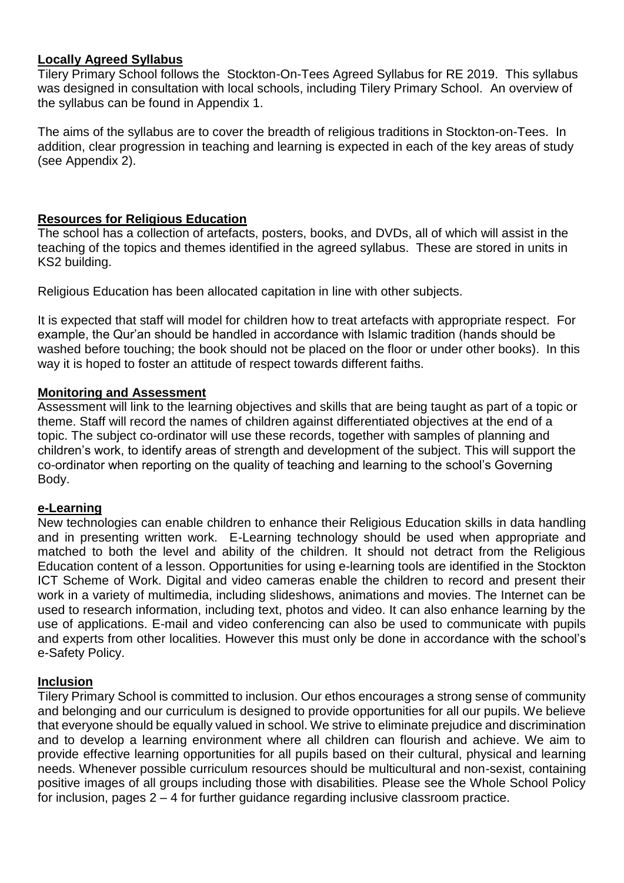## Locally Agreed Syllabus

Tilery Primary School follows the Stockton-On-Tees Agreed Syllabus for RE 2019. This syllabus was designed in consultation with local schools, including Tilery Primary School. An overview of the syllabus can be found in Appendix 1.

The aims of the syllabus are to cover the breadth of religious traditions in Stockton-on-Tees. In addition, clear progression in teaching and learning is expected in each of the key areas of study (see Appendix 2).

## Resources for Religious Education

The school has a collection of artefacts, posters, books, and DVDs, all of which will assist in the teaching of the topics and themes identified in the agreed syllabus. These are stored in units in KS2 building.

Religious Education has been allocated capitation in line with other subjects.

It is expected that staff will model for children how to treat artefacts with appropriate respect. For example, the Qur'an should be handled in accordance with Islamic tradition (hands should be washed before touching; the book should not be placed on the floor or under other books). In this way it is hoped to foster an attitude of respect towards different faiths.

## Monitoring and Assessment

Assessment will link to the learning objectives and skills that are being taught as part of a topic or theme. Staff will record the names of children against differentiated objectives at the end of a topic. The subject co-ordinator will use these records, together with samples of planning and children's work, to identify areas of strength and development of the subject. This will support the co-ordinator when reporting on the quality of teaching and learning to the school's Governing Body.

## e-Learning

New technologies can enable children to enhance their Religious Education skills in data handling and in presenting written work. E-Learning technology should be used when appropriate and matched to both the level and ability of the children. It should not detract from the Religious Education content of a lesson. Opportunities for using e-learning tools are identified in the Stockton ICT Scheme of Work. Digital and video cameras enable the children to record and present their work in a variety of multimedia, including slideshows, animations and movies. The Internet can be used to research information, including text, photos and video. It can also enhance learning by the use of applications. E-mail and video conferencing can also be used to communicate with pupils and experts from other localities. However this must only be done in accordance with the school's e-Safety Policy.

## Inclusion

Tilery Primary School is committed to inclusion. Our ethos encourages a strong sense of community and belonging and our curriculum is designed to provide opportunities for all our pupils. We believe that everyone should be equally valued in school. We strive to eliminate prejudice and discrimination and to develop a learning environment where all children can flourish and achieve. We aim to provide effective learning opportunities for all pupils based on their cultural, physical and learning needs. Whenever possible curriculum resources should be multicultural and non-sexist, containing positive images of all groups including those with disabilities. Please see the Whole School Policy for inclusion, pages 2 – 4 for further guidance regarding inclusive classroom practice.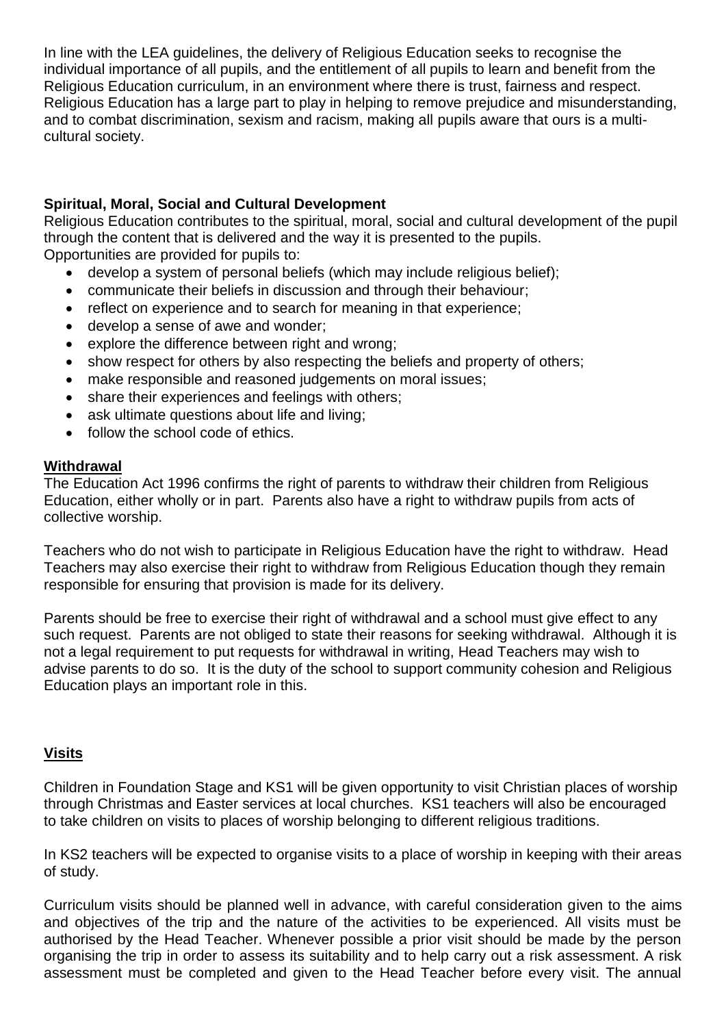In line with the LEA guidelines, the delivery of Religious Education seeks to recognise the individual importance of all pupils, and the entitlement of all pupils to learn and benefit from the Religious Education curriculum, in an environment where there is trust, fairness and respect. Religious Education has a large part to play in helping to remove prejudice and misunderstanding, and to combat discrimination, sexism and racism, making all pupils aware that ours is a multi-cultural society.

**Spiritual, Moral, Social and Cultural Development**

Religious Education contributes to the spiritual, moral, social and cultural development of the pupil through the content that is delivered and the way it is presented to the pupils.
Opportunities are provided for pupils to:

- develop a system of personal beliefs (which may include religious belief);
- communicate their beliefs in discussion and through their behaviour;
- reflect on experience and to search for meaning in that experience;
- develop a sense of awe and wonder;
- explore the difference between right and wrong;
- show respect for others by also respecting the beliefs and property of others;
- make responsible and reasoned judgements on moral issues;
- share their experiences and feelings with others;
- ask ultimate questions about life and living;
- follow the school code of ethics.

**Withdrawal**

The Education Act 1996 confirms the right of parents to withdraw their children from Religious Education, either wholly or in part. Parents also have a right to withdraw pupils from acts of collective worship.

Teachers who do not wish to participate in Religious Education have the right to withdraw. Head Teachers may also exercise their right to withdraw from Religious Education though they remain responsible for ensuring that provision is made for its delivery.

Parents should be free to exercise their right of withdrawal and a school must give effect to any such request. Parents are not obliged to state their reasons for seeking withdrawal. Although it is not a legal requirement to put requests for withdrawal in writing, Head Teachers may wish to advise parents to do so. It is the duty of the school to support community cohesion and Religious Education plays an important role in this.

**Visits**

Children in Foundation Stage and KS1 will be given opportunity to visit Christian places of worship through Christmas and Easter services at local churches. KS1 teachers will also be encouraged to take children on visits to places of worship belonging to different religious traditions.

In KS2 teachers will be expected to organise visits to a place of worship in keeping with their areas of study.

Curriculum visits should be planned well in advance, with careful consideration given to the aims and objectives of the trip and the nature of the activities to be experienced. All visits must be authorised by the Head Teacher. Whenever possible a prior visit should be made by the person organising the trip in order to assess its suitability and to help carry out a risk assessment. A risk assessment must be completed and given to the Head Teacher before every visit. The annual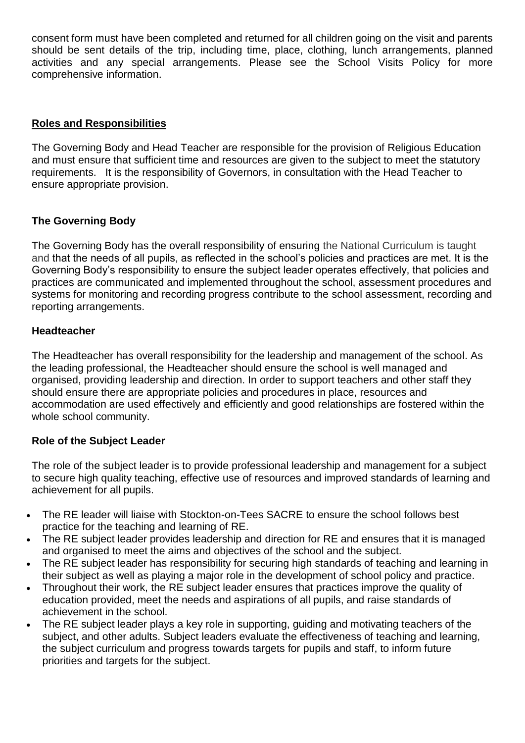consent form must have been completed and returned for all children going on the visit and parents should be sent details of the trip, including time, place, clothing, lunch arrangements, planned activities and any special arrangements. Please see the School Visits Policy for more comprehensive information.

## **Roles and Responsibilities**

The Governing Body and Head Teacher are responsible for the provision of Religious Education and must ensure that sufficient time and resources are given to the subject to meet the statutory requirements. It is the responsibility of Governors, in consultation with the Head Teacher to ensure appropriate provision.

### The Governing Body

The Governing Body has the overall responsibility of ensuring the National Curriculum is taught and that the needs of all pupils, as reflected in the school's policies and practices are met. It is the Governing Body's responsibility to ensure the subject leader operates effectively, that policies and practices are communicated and implemented throughout the school, assessment procedures and systems for monitoring and recording progress contribute to the school assessment, recording and reporting arrangements.

### Headteacher

The Headteacher has overall responsibility for the leadership and management of the school. As the leading professional, the Headteacher should ensure the school is well managed and organised, providing leadership and direction. In order to support teachers and other staff they should ensure there are appropriate policies and procedures in place, resources and accommodation are used effectively and efficiently and good relationships are fostered within the whole school community.

### Role of the Subject Leader

The role of the subject leader is to provide professional leadership and management for a subject to secure high quality teaching, effective use of resources and improved standards of learning and achievement for all pupils.

- The RE leader will liaise with Stockton-on-Tees SACRE to ensure the school follows best practice for the teaching and learning of RE.
- The RE subject leader provides leadership and direction for RE and ensures that it is managed and organised to meet the aims and objectives of the school and the subject.
- The RE subject leader has responsibility for securing high standards of teaching and learning in their subject as well as playing a major role in the development of school policy and practice.
- Throughout their work, the RE subject leader ensures that practices improve the quality of education provided, meet the needs and aspirations of all pupils, and raise standards of achievement in the school.
- The RE subject leader plays a key role in supporting, guiding and motivating teachers of the subject, and other adults. Subject leaders evaluate the effectiveness of teaching and learning, the subject curriculum and progress towards targets for pupils and staff, to inform future priorities and targets for the subject.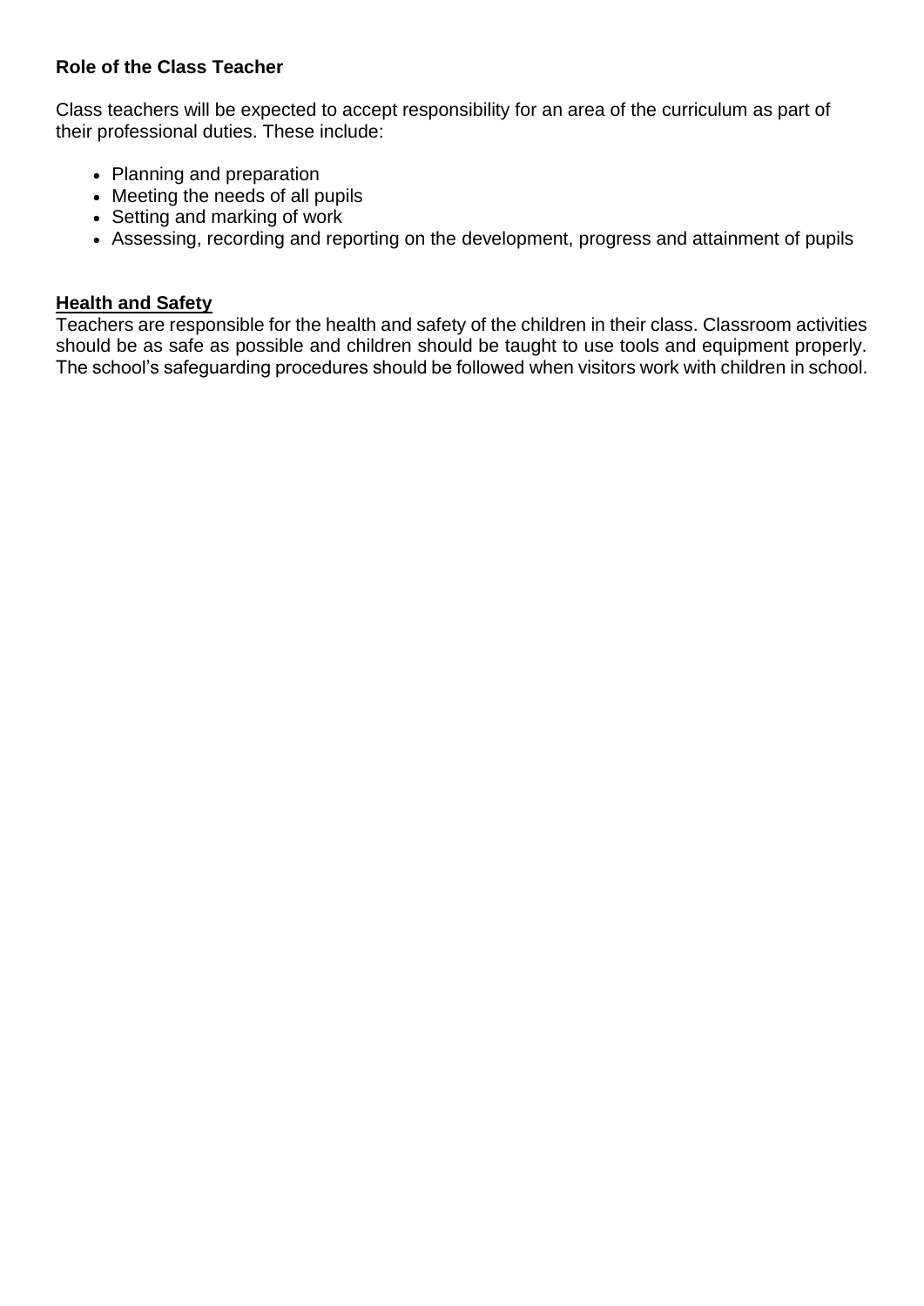**Role of the Class Teacher**

Class teachers will be expected to accept responsibility for an area of the curriculum as part of their professional duties. These include:

- Planning and preparation
- Meeting the needs of all pupils
- Setting and marking of work
- Assessing, recording and reporting on the development, progress and attainment of pupils

**Health and Safety**

Teachers are responsible for the health and safety of the children in their class. Classroom activities should be as safe as possible and children should be taught to use tools and equipment properly. The school's safeguarding procedures should be followed when visitors work with children in school.